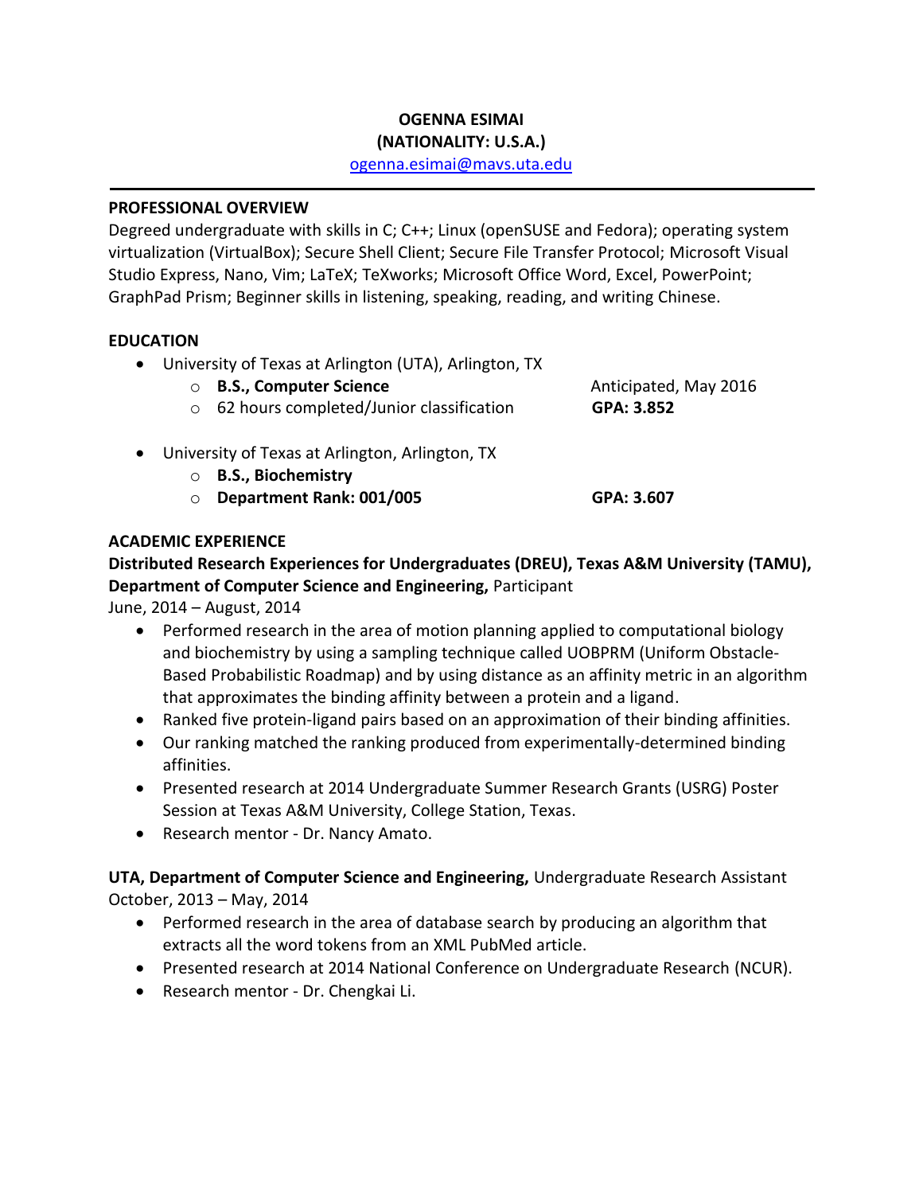**OGENNA ESIMAI**
**(NATIONALITY: U.S.A.)**
ogenna.esimai@mavs.uta.edu

---

## PROFESSIONAL OVERVIEW

Degreed undergraduate with skills in C; C++; Linux (openSUSE and Fedora); operating system virtualization (VirtualBox); Secure Shell Client; Secure File Transfer Protocol; Microsoft Visual Studio Express, Nano, Vim; LaTeX; TeXworks; Microsoft Office Word, Excel, PowerPoint; GraphPad Prism; Beginner skills in listening, speaking, reading, and writing Chinese.

## EDUCATION

- University of Texas at Arlington (UTA), Arlington, TX
  - **B.S., Computer Science** — Anticipated, May 2016
  - 62 hours completed/Junior classification — **GPA: 3.852**
- University of Texas at Arlington, Arlington, TX
  - **B.S., Biochemistry**
  - **Department Rank: 001/005** — **GPA: 3.607**

## ACADEMIC EXPERIENCE

**Distributed Research Experiences for Undergraduates (DREU), Texas A&M University (TAMU), Department of Computer Science and Engineering,** Participant
June, 2014 – August, 2014

- Performed research in the area of motion planning applied to computational biology and biochemistry by using a sampling technique called UOBPRM (Uniform Obstacle-Based Probabilistic Roadmap) and by using distance as an affinity metric in an algorithm that approximates the binding affinity between a protein and a ligand.
- Ranked five protein-ligand pairs based on an approximation of their binding affinities.
- Our ranking matched the ranking produced from experimentally-determined binding affinities.
- Presented research at 2014 Undergraduate Summer Research Grants (USRG) Poster Session at Texas A&M University, College Station, Texas.
- Research mentor - Dr. Nancy Amato.

**UTA, Department of Computer Science and Engineering,** Undergraduate Research Assistant
October, 2013 – May, 2014

- Performed research in the area of database search by producing an algorithm that extracts all the word tokens from an XML PubMed article.
- Presented research at 2014 National Conference on Undergraduate Research (NCUR).
- Research mentor - Dr. Chengkai Li.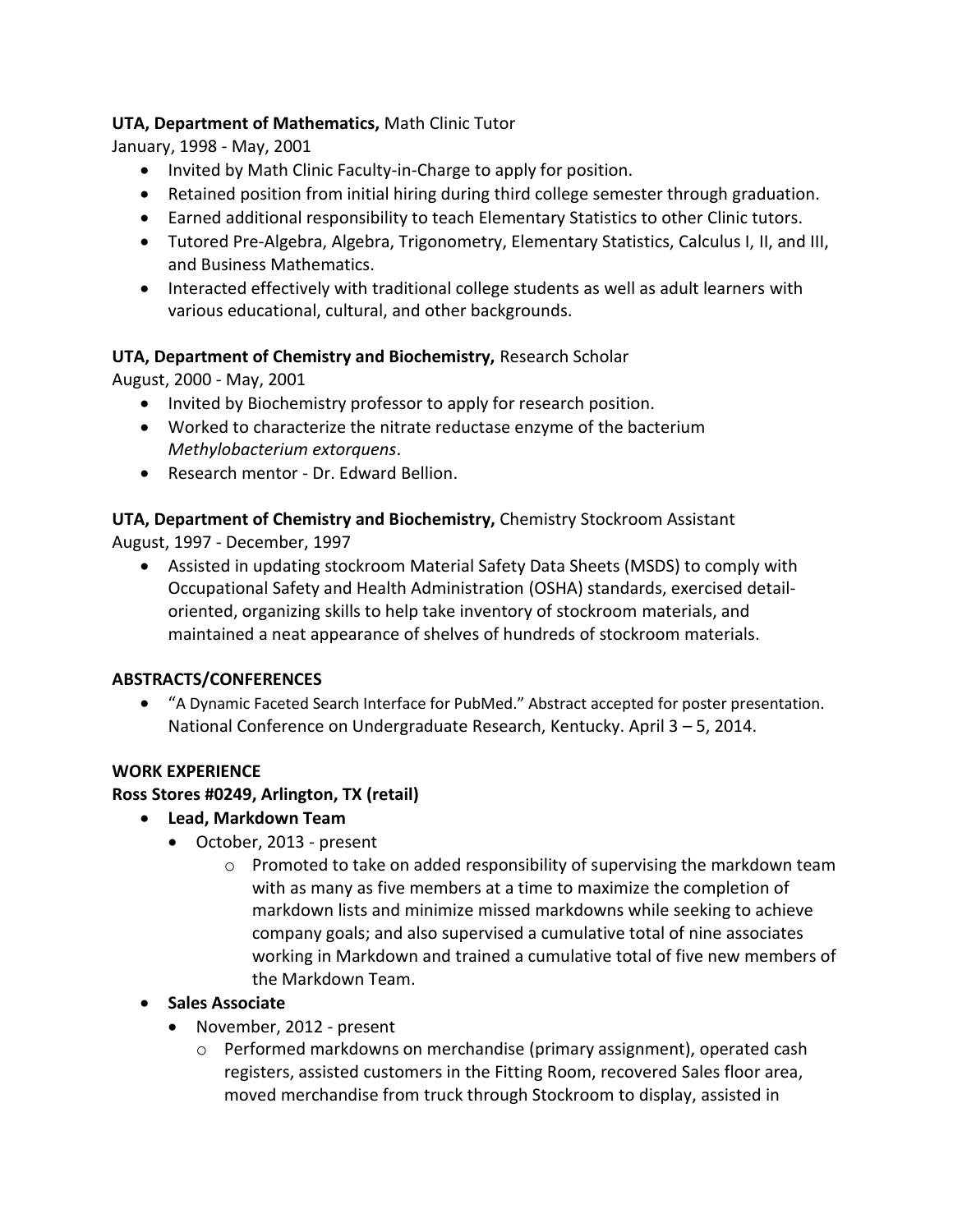**UTA, Department of Mathematics,** Math Clinic Tutor
January, 1998 - May, 2001

- Invited by Math Clinic Faculty-in-Charge to apply for position.
- Retained position from initial hiring during third college semester through graduation.
- Earned additional responsibility to teach Elementary Statistics to other Clinic tutors.
- Tutored Pre-Algebra, Algebra, Trigonometry, Elementary Statistics, Calculus I, II, and III, and Business Mathematics.
- Interacted effectively with traditional college students as well as adult learners with various educational, cultural, and other backgrounds.

**UTA, Department of Chemistry and Biochemistry,** Research Scholar
August, 2000 - May, 2001

- Invited by Biochemistry professor to apply for research position.
- Worked to characterize the nitrate reductase enzyme of the bacterium *Methylobacterium extorquens*.
- Research mentor - Dr. Edward Bellion.

**UTA, Department of Chemistry and Biochemistry,** Chemistry Stockroom Assistant
August, 1997 - December, 1997

- Assisted in updating stockroom Material Safety Data Sheets (MSDS) to comply with Occupational Safety and Health Administration (OSHA) standards, exercised detail-oriented, organizing skills to help take inventory of stockroom materials, and maintained a neat appearance of shelves of hundreds of stockroom materials.

**ABSTRACTS/CONFERENCES**

- "A Dynamic Faceted Search Interface for PubMed." Abstract accepted for poster presentation. National Conference on Undergraduate Research, Kentucky. April 3 – 5, 2014.

**WORK EXPERIENCE**

**Ross Stores #0249, Arlington, TX (retail)**

- **Lead, Markdown Team**
  - October, 2013 - present
    - Promoted to take on added responsibility of supervising the markdown team with as many as five members at a time to maximize the completion of markdown lists and minimize missed markdowns while seeking to achieve company goals; and also supervised a cumulative total of nine associates working in Markdown and trained a cumulative total of five new members of the Markdown Team.
- **Sales Associate**
  - November, 2012 - present
    - Performed markdowns on merchandise (primary assignment), operated cash registers, assisted customers in the Fitting Room, recovered Sales floor area, moved merchandise from truck through Stockroom to display, assisted in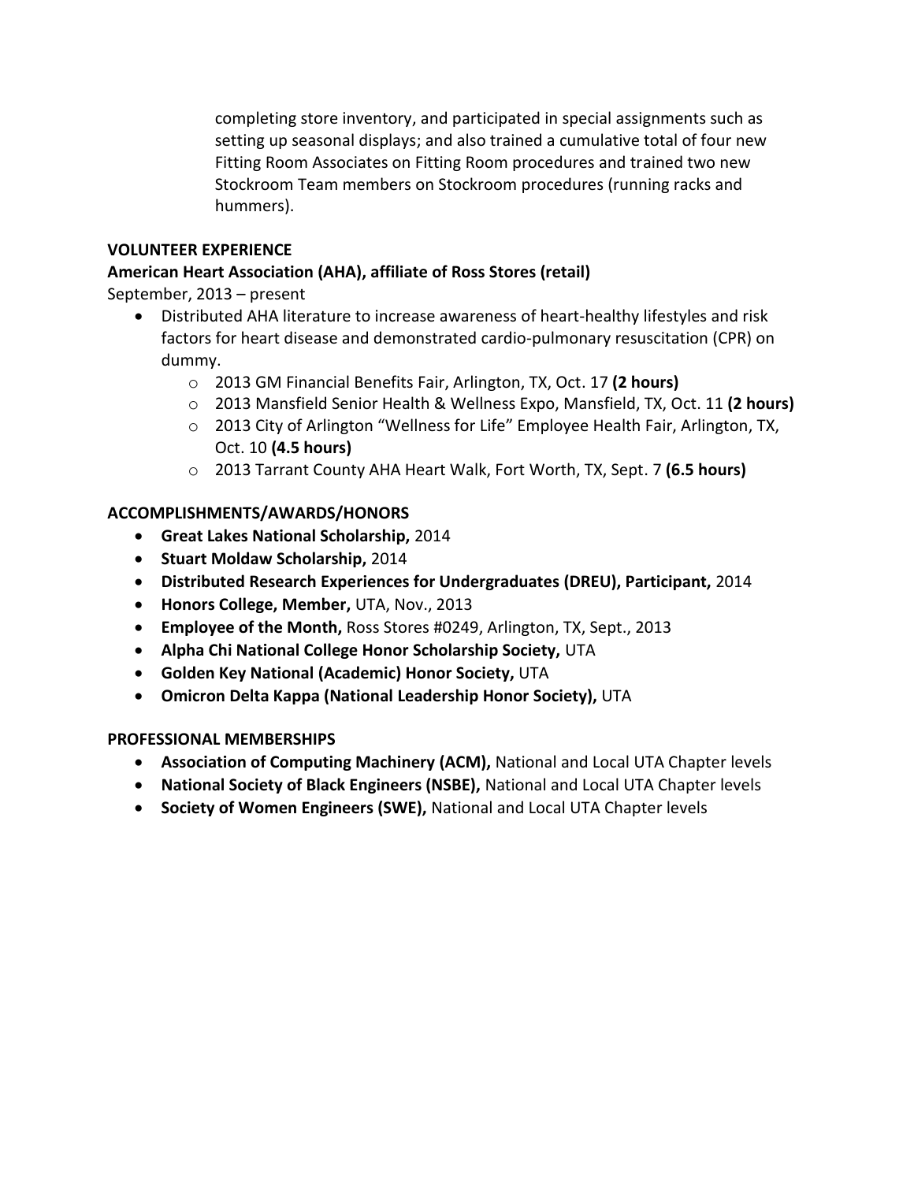completing store inventory, and participated in special assignments such as setting up seasonal displays; and also trained a cumulative total of four new Fitting Room Associates on Fitting Room procedures and trained two new Stockroom Team members on Stockroom procedures (running racks and hummers).

**VOLUNTEER EXPERIENCE**

**American Heart Association (AHA), affiliate of Ross Stores (retail)**

September, 2013 – present

- Distributed AHA literature to increase awareness of heart-healthy lifestyles and risk factors for heart disease and demonstrated cardio-pulmonary resuscitation (CPR) on dummy.
    - 2013 GM Financial Benefits Fair, Arlington, TX, Oct. 17 **(2 hours)**
    - 2013 Mansfield Senior Health & Wellness Expo, Mansfield, TX, Oct. 11 **(2 hours)**
    - 2013 City of Arlington "Wellness for Life" Employee Health Fair, Arlington, TX, Oct. 10 **(4.5 hours)**
    - 2013 Tarrant County AHA Heart Walk, Fort Worth, TX, Sept. 7 **(6.5 hours)**

**ACCOMPLISHMENTS/AWARDS/HONORS**

- **Great Lakes National Scholarship,** 2014
- **Stuart Moldaw Scholarship,** 2014
- **Distributed Research Experiences for Undergraduates (DREU), Participant,** 2014
- **Honors College, Member,** UTA, Nov., 2013
- **Employee of the Month,** Ross Stores #0249, Arlington, TX, Sept., 2013
- **Alpha Chi National College Honor Scholarship Society,** UTA
- **Golden Key National (Academic) Honor Society,** UTA
- **Omicron Delta Kappa (National Leadership Honor Society),** UTA

**PROFESSIONAL MEMBERSHIPS**

- **Association of Computing Machinery (ACM),** National and Local UTA Chapter levels
- **National Society of Black Engineers (NSBE),** National and Local UTA Chapter levels
- **Society of Women Engineers (SWE),** National and Local UTA Chapter levels